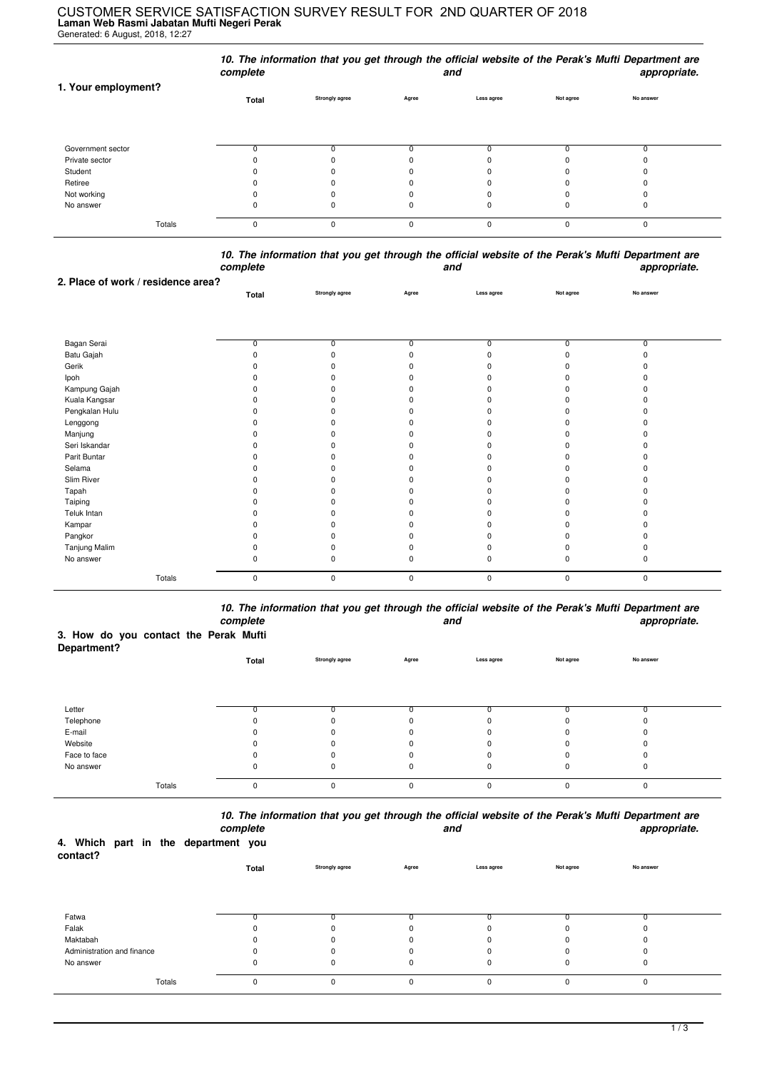# CUSTOMER SERVICE SATISFACTION SURVEY RESULT FOR 2ND QUARTER OF 2018

**Laman Web Rasmi Jabatan Mufti Negeri Perak**

Generated: 6 August, 2018, 12:27

***10. The information that you get through the official website of the Perak's Mufti Department are complete and appropriate.***

| 1. Your employment? | Total | Strongly agree | Agree | Less agree | Not agree | No answer |
|---|---|---|---|---|---|---|
| Government sector | 0 | 0 | 0 | 0 | 0 | 0 |
| Private sector | 0 | 0 | 0 | 0 | 0 | 0 |
| Student | 0 | 0 | 0 | 0 | 0 | 0 |
| Retiree | 0 | 0 | 0 | 0 | 0 | 0 |
| Not working | 0 | 0 | 0 | 0 | 0 | 0 |
| No answer | 0 | 0 | 0 | 0 | 0 | 0 |
| Totals | 0 | 0 | 0 | 0 | 0 | 0 |

***10. The information that you get through the official website of the Perak's Mufti Department are complete and appropriate.***

| 2. Place of work / residence area? | Total | Strongly agree | Agree | Less agree | Not agree | No answer |
|---|---|---|---|---|---|---|
| Bagan Serai | 0 | 0 | 0 | 0 | 0 | 0 |
| Batu Gajah | 0 | 0 | 0 | 0 | 0 | 0 |
| Gerik | 0 | 0 | 0 | 0 | 0 | 0 |
| Ipoh | 0 | 0 | 0 | 0 | 0 | 0 |
| Kampung Gajah | 0 | 0 | 0 | 0 | 0 | 0 |
| Kuala Kangsar | 0 | 0 | 0 | 0 | 0 | 0 |
| Pengkalan Hulu | 0 | 0 | 0 | 0 | 0 | 0 |
| Lenggong | 0 | 0 | 0 | 0 | 0 | 0 |
| Manjung | 0 | 0 | 0 | 0 | 0 | 0 |
| Seri Iskandar | 0 | 0 | 0 | 0 | 0 | 0 |
| Parit Buntar | 0 | 0 | 0 | 0 | 0 | 0 |
| Selama | 0 | 0 | 0 | 0 | 0 | 0 |
| Slim River | 0 | 0 | 0 | 0 | 0 | 0 |
| Tapah | 0 | 0 | 0 | 0 | 0 | 0 |
| Taiping | 0 | 0 | 0 | 0 | 0 | 0 |
| Teluk Intan | 0 | 0 | 0 | 0 | 0 | 0 |
| Kampar | 0 | 0 | 0 | 0 | 0 | 0 |
| Pangkor | 0 | 0 | 0 | 0 | 0 | 0 |
| Tanjung Malim | 0 | 0 | 0 | 0 | 0 | 0 |
| No answer | 0 | 0 | 0 | 0 | 0 | 0 |
| Totals | 0 | 0 | 0 | 0 | 0 | 0 |

***10. The information that you get through the official website of the Perak's Mufti Department are complete and appropriate.***

| 3. How do you contact the Perak Mufti Department? | Total | Strongly agree | Agree | Less agree | Not agree | No answer |
|---|---|---|---|---|---|---|
| Letter | 0 | 0 | 0 | 0 | 0 | 0 |
| Telephone | 0 | 0 | 0 | 0 | 0 | 0 |
| E-mail | 0 | 0 | 0 | 0 | 0 | 0 |
| Website | 0 | 0 | 0 | 0 | 0 | 0 |
| Face to face | 0 | 0 | 0 | 0 | 0 | 0 |
| No answer | 0 | 0 | 0 | 0 | 0 | 0 |
| Totals | 0 | 0 | 0 | 0 | 0 | 0 |

***10. The information that you get through the official website of the Perak's Mufti Department are complete and appropriate.***

| 4. Which part in the department you contact? | Total | Strongly agree | Agree | Less agree | Not agree | No answer |
|---|---|---|---|---|---|---|
| Fatwa | 0 | 0 | 0 | 0 | 0 | 0 |
| Falak | 0 | 0 | 0 | 0 | 0 | 0 |
| Maktabah | 0 | 0 | 0 | 0 | 0 | 0 |
| Administration and finance | 0 | 0 | 0 | 0 | 0 | 0 |
| No answer | 0 | 0 | 0 | 0 | 0 | 0 |
| Totals | 0 | 0 | 0 | 0 | 0 | 0 |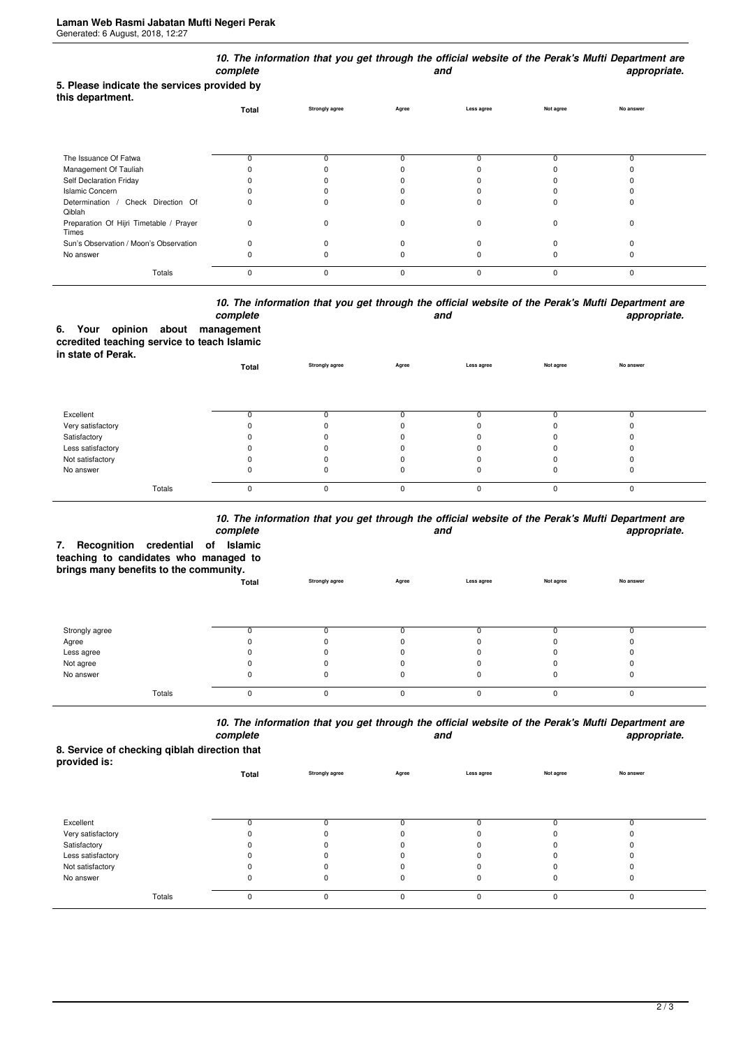## 5. Please indicate the services provided by this department.

| | Total | 10. The information that you get through the official website of the Perak's Mufti Department are complete and appropriate. | | | | |
|---|---|---|---|---|---|---|
| | | Strongly agree | Agree | Less agree | Not agree | No answer |
| The Issuance Of Fatwa | 0 | 0 | 0 | 0 | 0 | 0 |
| Management Of Tauliah | 0 | 0 | 0 | 0 | 0 | 0 |
| Self Declaration Friday | 0 | 0 | 0 | 0 | 0 | 0 |
| Islamic Concern | 0 | 0 | 0 | 0 | 0 | 0 |
| Determination / Check Direction Of Qiblah | 0 | 0 | 0 | 0 | 0 | 0 |
| Preparation Of Hijri Timetable / Prayer Times | 0 | 0 | 0 | 0 | 0 | 0 |
| Sun's Observation / Moon's Observation | 0 | 0 | 0 | 0 | 0 | 0 |
| No answer | 0 | 0 | 0 | 0 | 0 | 0 |
| Totals | 0 | 0 | 0 | 0 | 0 | 0 |

## 6. Your opinion about management ccredited teaching service to teach Islamic in state of Perak.

| | Total | 10. The information that you get through the official website of the Perak's Mufti Department are complete and appropriate. | | | | |
|---|---|---|---|---|---|---|
| | | Strongly agree | Agree | Less agree | Not agree | No answer |
| Excellent | 0 | 0 | 0 | 0 | 0 | 0 |
| Very satisfactory | 0 | 0 | 0 | 0 | 0 | 0 |
| Satisfactory | 0 | 0 | 0 | 0 | 0 | 0 |
| Less satisfactory | 0 | 0 | 0 | 0 | 0 | 0 |
| Not satisfactory | 0 | 0 | 0 | 0 | 0 | 0 |
| No answer | 0 | 0 | 0 | 0 | 0 | 0 |
| Totals | 0 | 0 | 0 | 0 | 0 | 0 |

## 7. Recognition credential of Islamic teaching to candidates who managed to brings many benefits to the community.

| | Total | 10. The information that you get through the official website of the Perak's Mufti Department are complete and appropriate. | | | | |
|---|---|---|---|---|---|---|
| | | Strongly agree | Agree | Less agree | Not agree | No answer |
| Strongly agree | 0 | 0 | 0 | 0 | 0 | 0 |
| Agree | 0 | 0 | 0 | 0 | 0 | 0 |
| Less agree | 0 | 0 | 0 | 0 | 0 | 0 |
| Not agree | 0 | 0 | 0 | 0 | 0 | 0 |
| No answer | 0 | 0 | 0 | 0 | 0 | 0 |
| Totals | 0 | 0 | 0 | 0 | 0 | 0 |

## 8. Service of checking qiblah direction that provided is:

| | Total | 10. The information that you get through the official website of the Perak's Mufti Department are complete and appropriate. | | | | |
|---|---|---|---|---|---|---|
| | | Strongly agree | Agree | Less agree | Not agree | No answer |
| Excellent | 0 | 0 | 0 | 0 | 0 | 0 |
| Very satisfactory | 0 | 0 | 0 | 0 | 0 | 0 |
| Satisfactory | 0 | 0 | 0 | 0 | 0 | 0 |
| Less satisfactory | 0 | 0 | 0 | 0 | 0 | 0 |
| Not satisfactory | 0 | 0 | 0 | 0 | 0 | 0 |
| No answer | 0 | 0 | 0 | 0 | 0 | 0 |
| Totals | 0 | 0 | 0 | 0 | 0 | 0 |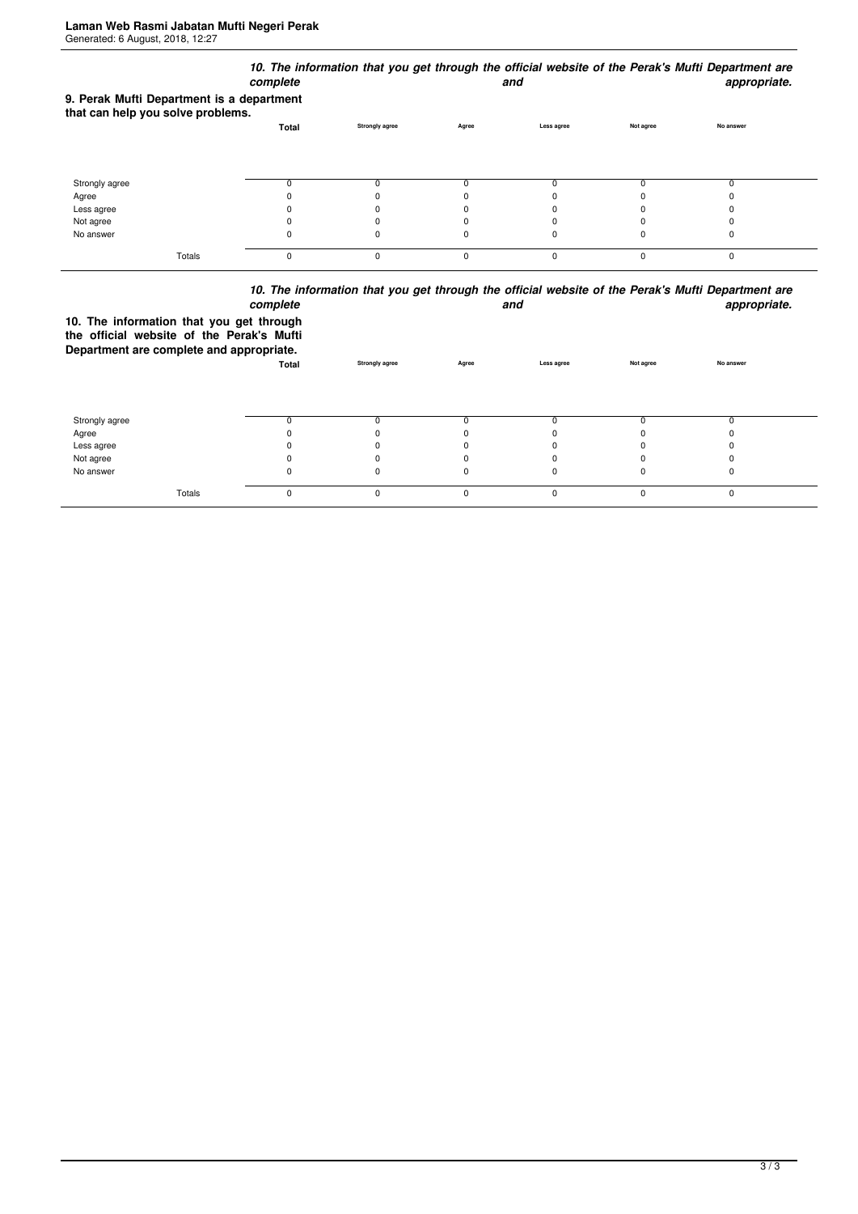**9. Perak Mufti Department is a department that can help you solve problems.**

| | Total | 10. The information that you get through the official website of the Perak's Mufti Department are complete and appropriate. | | | | |
|---|---|---|---|---|---|---|
| | | Strongly agree | Agree | Less agree | Not agree | No answer |
| Strongly agree | 0 | 0 | 0 | 0 | 0 | 0 |
| Agree | 0 | 0 | 0 | 0 | 0 | 0 |
| Less agree | 0 | 0 | 0 | 0 | 0 | 0 |
| Not agree | 0 | 0 | 0 | 0 | 0 | 0 |
| No answer | 0 | 0 | 0 | 0 | 0 | 0 |
| Totals | 0 | 0 | 0 | 0 | 0 | 0 |

**10. The information that you get through the official website of the Perak's Mufti Department are complete and appropriate.**

| | Total | 10. The information that you get through the official website of the Perak's Mufti Department are complete and appropriate. | | | | |
|---|---|---|---|---|---|---|
| | | Strongly agree | Agree | Less agree | Not agree | No answer |
| Strongly agree | 0 | 0 | 0 | 0 | 0 | 0 |
| Agree | 0 | 0 | 0 | 0 | 0 | 0 |
| Less agree | 0 | 0 | 0 | 0 | 0 | 0 |
| Not agree | 0 | 0 | 0 | 0 | 0 | 0 |
| No answer | 0 | 0 | 0 | 0 | 0 | 0 |
| Totals | 0 | 0 | 0 | 0 | 0 | 0 |